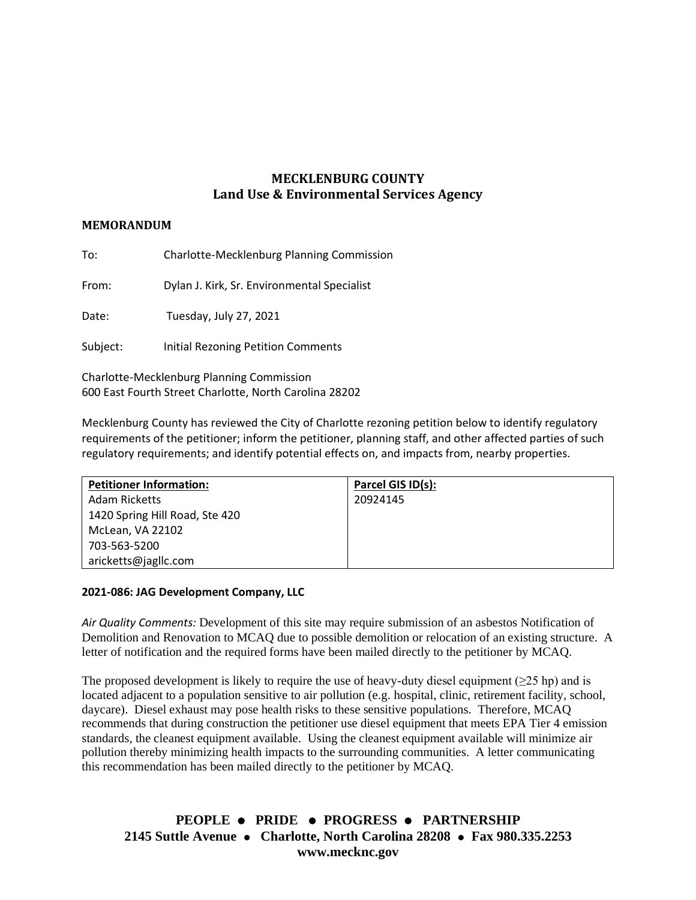## MECKLENBURG COUNTY
## Land Use & Environmental Services Agency

**MEMORANDUM**

To: Charlotte-Mecklenburg Planning Commission

From: Dylan J. Kirk, Sr. Environmental Specialist

Date: Tuesday, July 27, 2021

Subject: Initial Rezoning Petition Comments

Charlotte-Mecklenburg Planning Commission
600 East Fourth Street Charlotte, North Carolina 28202

Mecklenburg County has reviewed the City of Charlotte rezoning petition below to identify regulatory requirements of the petitioner; inform the petitioner, planning staff, and other affected parties of such regulatory requirements; and identify potential effects on, and impacts from, nearby properties.

| **Petitioner Information:** | **Parcel GIS ID(s):** |
|---|---|
| Adam Ricketts<br>1420 Spring Hill Road, Ste 420<br>McLean, VA 22102<br>703-563-5200<br>aricketts@jagllc.com | 20924145 |

**2021-086: JAG Development Company, LLC**

*Air Quality Comments:* Development of this site may require submission of an asbestos Notification of Demolition and Renovation to MCAQ due to possible demolition or relocation of an existing structure. A letter of notification and the required forms have been mailed directly to the petitioner by MCAQ.

The proposed development is likely to require the use of heavy-duty diesel equipment ($\geq$25 hp) and is located adjacent to a population sensitive to air pollution (e.g. hospital, clinic, retirement facility, school, daycare). Diesel exhaust may pose health risks to these sensitive populations. Therefore, MCAQ recommends that during construction the petitioner use diesel equipment that meets EPA Tier 4 emission standards, the cleanest equipment available. Using the cleanest equipment available will minimize air pollution thereby minimizing health impacts to the surrounding communities. A letter communicating this recommendation has been mailed directly to the petitioner by MCAQ.

**PEOPLE • PRIDE • PROGRESS • PARTNERSHIP**
**2145 Suttle Avenue • Charlotte, North Carolina 28208 • Fax 980.335.2253**
**www.mecknc.gov**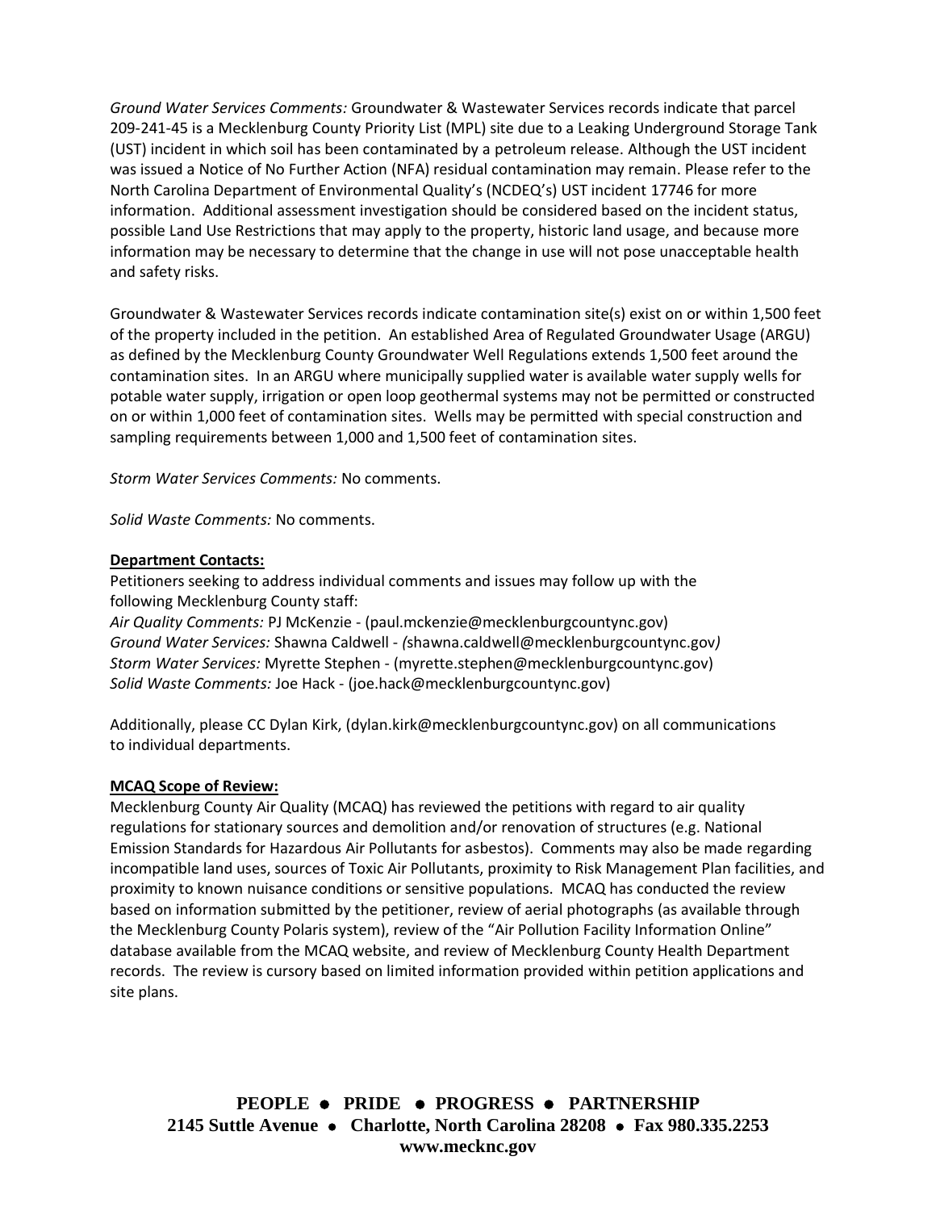*Ground Water Services Comments:* Groundwater & Wastewater Services records indicate that parcel 209-241-45 is a Mecklenburg County Priority List (MPL) site due to a Leaking Underground Storage Tank (UST) incident in which soil has been contaminated by a petroleum release. Although the UST incident was issued a Notice of No Further Action (NFA) residual contamination may remain. Please refer to the North Carolina Department of Environmental Quality's (NCDEQ's) UST incident 17746 for more information. Additional assessment investigation should be considered based on the incident status, possible Land Use Restrictions that may apply to the property, historic land usage, and because more information may be necessary to determine that the change in use will not pose unacceptable health and safety risks.

Groundwater & Wastewater Services records indicate contamination site(s) exist on or within 1,500 feet of the property included in the petition. An established Area of Regulated Groundwater Usage (ARGU) as defined by the Mecklenburg County Groundwater Well Regulations extends 1,500 feet around the contamination sites. In an ARGU where municipally supplied water is available water supply wells for potable water supply, irrigation or open loop geothermal systems may not be permitted or constructed on or within 1,000 feet of contamination sites. Wells may be permitted with special construction and sampling requirements between 1,000 and 1,500 feet of contamination sites.

*Storm Water Services Comments:* No comments.

*Solid Waste Comments:* No comments.

**Department Contacts:**

Petitioners seeking to address individual comments and issues may follow up with the following Mecklenburg County staff:

*Air Quality Comments:* PJ McKenzie - (paul.mckenzie@mecklenburgcountync.gov)
*Ground Water Services:* Shawna Caldwell - *(*shawna.caldwell@mecklenburgcountync.gov*)*
*Storm Water Services:* Myrette Stephen - (myrette.stephen@mecklenburgcountync.gov)
*Solid Waste Comments:* Joe Hack - (joe.hack@mecklenburgcountync.gov)

Additionally, please CC Dylan Kirk, (dylan.kirk@mecklenburgcountync.gov) on all communications to individual departments.

**MCAQ Scope of Review:**

Mecklenburg County Air Quality (MCAQ) has reviewed the petitions with regard to air quality regulations for stationary sources and demolition and/or renovation of structures (e.g. National Emission Standards for Hazardous Air Pollutants for asbestos). Comments may also be made regarding incompatible land uses, sources of Toxic Air Pollutants, proximity to Risk Management Plan facilities, and proximity to known nuisance conditions or sensitive populations. MCAQ has conducted the review based on information submitted by the petitioner, review of aerial photographs (as available through the Mecklenburg County Polaris system), review of the "Air Pollution Facility Information Online" database available from the MCAQ website, and review of Mecklenburg County Health Department records. The review is cursory based on limited information provided within petition applications and site plans.